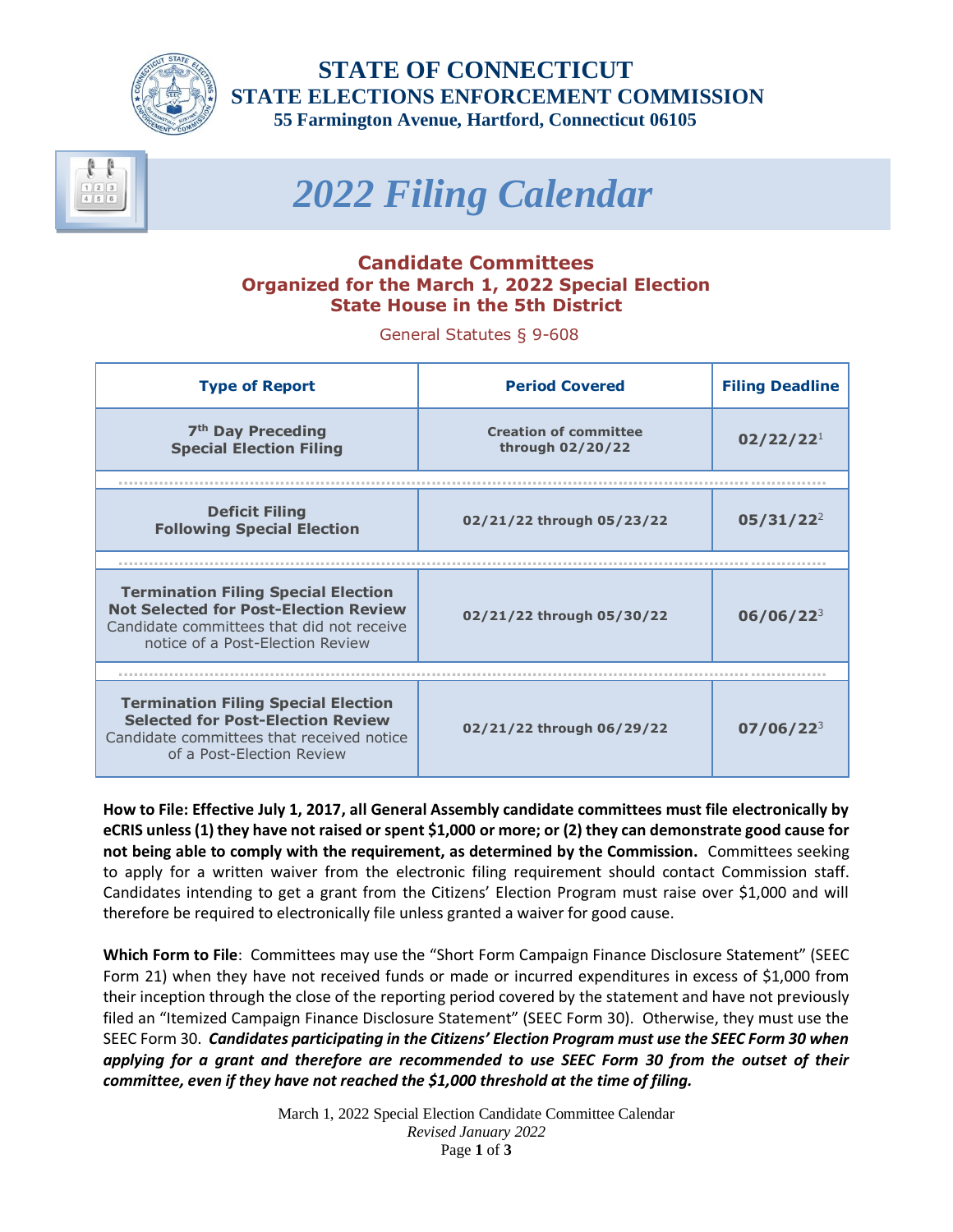# STATE OF CONNECTICUT
## STATE ELECTIONS ENFORCEMENT COMMISSION
**55 Farmington Avenue, Hartford, Connecticut 06105**

# *2022 Filing Calendar*

### Candidate Committees
### Organized for the March 1, 2022 Special Election
### State House in the 5th District

General Statutes § 9-608

| Type of Report | Period Covered | Filing Deadline |
|---|---|---|
| **7th Day Preceding Special Election Filing** | Creation of committee through 02/20/22 | 02/22/22[1] |
| **Deficit Filing Following Special Election** | 02/21/22 through 05/23/22 | 05/31/22[2] |
| **Termination Filing Special Election Not Selected for Post-Election Review** Candidate committees that did not receive notice of a Post-Election Review | 02/21/22 through 05/30/22 | 06/06/22[3] |
| **Termination Filing Special Election Selected for Post-Election Review** Candidate committees that received notice of a Post-Election Review | 02/21/22 through 06/29/22 | 07/06/22[3] |

**How to File: Effective July 1, 2017, all General Assembly candidate committees must file electronically by eCRIS unless (1) they have not raised or spent $1,000 or more; or (2) they can demonstrate good cause for not being able to comply with the requirement, as determined by the Commission.** Committees seeking to apply for a written waiver from the electronic filing requirement should contact Commission staff. Candidates intending to get a grant from the Citizens' Election Program must raise over $1,000 and will therefore be required to electronically file unless granted a waiver for good cause.

**Which Form to File**: Committees may use the "Short Form Campaign Finance Disclosure Statement" (SEEC Form 21) when they have not received funds or made or incurred expenditures in excess of $1,000 from their inception through the close of the reporting period covered by the statement and have not previously filed an "Itemized Campaign Finance Disclosure Statement" (SEEC Form 30). Otherwise, they must use the SEEC Form 30. ***Candidates participating in the Citizens' Election Program must use the SEEC Form 30 when applying for a grant and therefore are recommended to use SEEC Form 30 from the outset of their committee, even if they have not reached the $1,000 threshold at the time of filing.***

March 1, 2022 Special Election Candidate Committee Calendar
*Revised January 2022*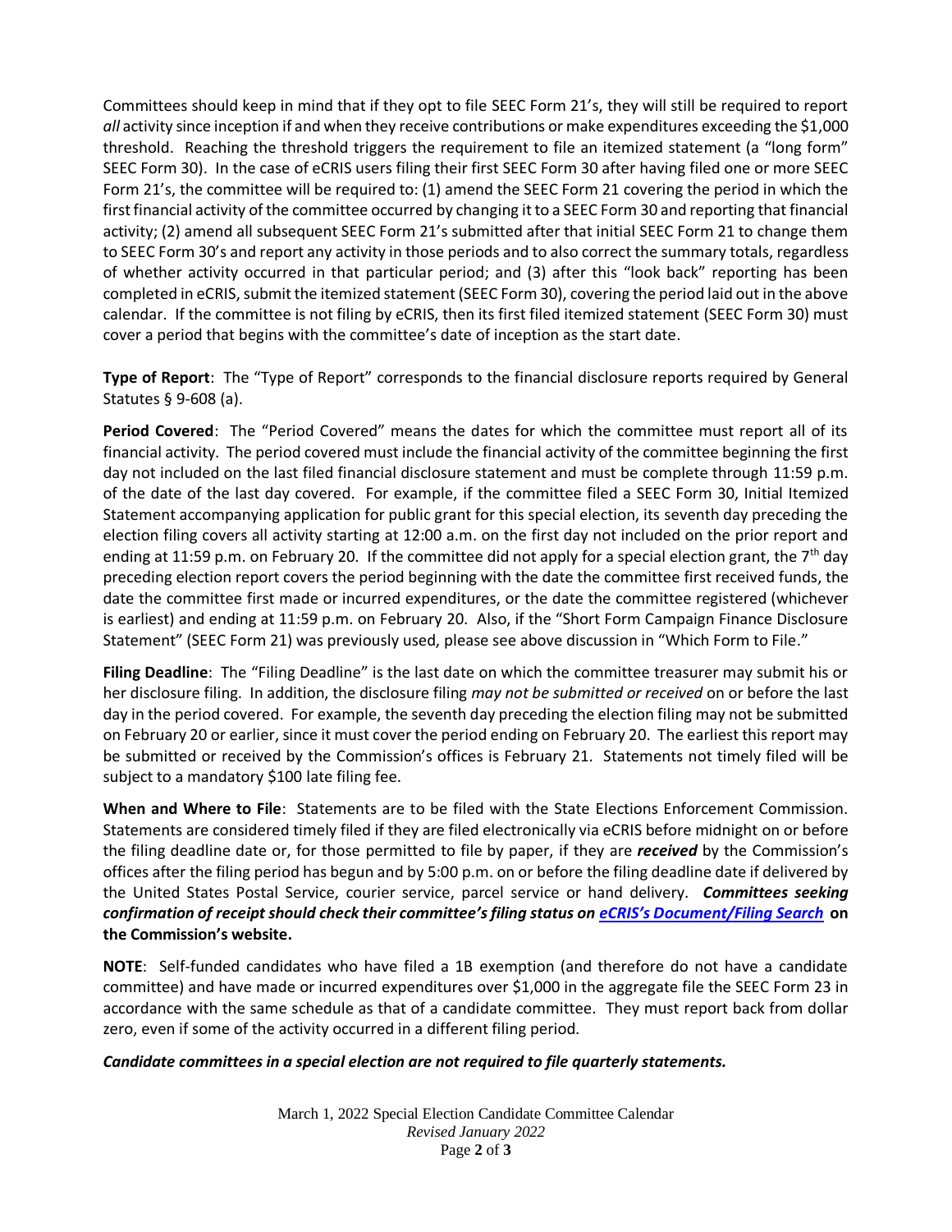Committees should keep in mind that if they opt to file SEEC Form 21's, they will still be required to report *all* activity since inception if and when they receive contributions or make expenditures exceeding the $1,000 threshold. Reaching the threshold triggers the requirement to file an itemized statement (a "long form" SEEC Form 30). In the case of eCRIS users filing their first SEEC Form 30 after having filed one or more SEEC Form 21's, the committee will be required to: (1) amend the SEEC Form 21 covering the period in which the first financial activity of the committee occurred by changing it to a SEEC Form 30 and reporting that financial activity; (2) amend all subsequent SEEC Form 21's submitted after that initial SEEC Form 21 to change them to SEEC Form 30's and report any activity in those periods and to also correct the summary totals, regardless of whether activity occurred in that particular period; and (3) after this "look back" reporting has been completed in eCRIS, submit the itemized statement (SEEC Form 30), covering the period laid out in the above calendar. If the committee is not filing by eCRIS, then its first filed itemized statement (SEEC Form 30) must cover a period that begins with the committee's date of inception as the start date.

**Type of Report**: The "Type of Report" corresponds to the financial disclosure reports required by General Statutes § 9-608 (a).

**Period Covered**: The "Period Covered" means the dates for which the committee must report all of its financial activity. The period covered must include the financial activity of the committee beginning the first day not included on the last filed financial disclosure statement and must be complete through 11:59 p.m. of the date of the last day covered. For example, if the committee filed a SEEC Form 30, Initial Itemized Statement accompanying application for public grant for this special election, its seventh day preceding the election filing covers all activity starting at 12:00 a.m. on the first day not included on the prior report and ending at 11:59 p.m. on February 20. If the committee did not apply for a special election grant, the 7th day preceding election report covers the period beginning with the date the committee first received funds, the date the committee first made or incurred expenditures, or the date the committee registered (whichever is earliest) and ending at 11:59 p.m. on February 20. Also, if the "Short Form Campaign Finance Disclosure Statement" (SEEC Form 21) was previously used, please see above discussion in "Which Form to File."

**Filing Deadline**: The "Filing Deadline" is the last date on which the committee treasurer may submit his or her disclosure filing. In addition, the disclosure filing *may not be submitted or received* on or before the last day in the period covered. For example, the seventh day preceding the election filing may not be submitted on February 20 or earlier, since it must cover the period ending on February 20. The earliest this report may be submitted or received by the Commission's offices is February 21. Statements not timely filed will be subject to a mandatory $100 late filing fee.

**When and Where to File**: Statements are to be filed with the State Elections Enforcement Commission. Statements are considered timely filed if they are filed electronically via eCRIS before midnight on or before the filing deadline date or, for those permitted to file by paper, if they are ***received*** by the Commission's offices after the filing period has begun and by 5:00 p.m. on or before the filing deadline date if delivered by the United States Postal Service, courier service, parcel service or hand delivery. ***Committees seeking confirmation of receipt should check their committee's filing status on eCRIS's Document/Filing Search*** **on the Commission's website.**

**NOTE**: Self-funded candidates who have filed a 1B exemption (and therefore do not have a candidate committee) and have made or incurred expenditures over $1,000 in the aggregate file the SEEC Form 23 in accordance with the same schedule as that of a candidate committee. They must report back from dollar zero, even if some of the activity occurred in a different filing period.

***Candidate committees in a special election are not required to file quarterly statements.***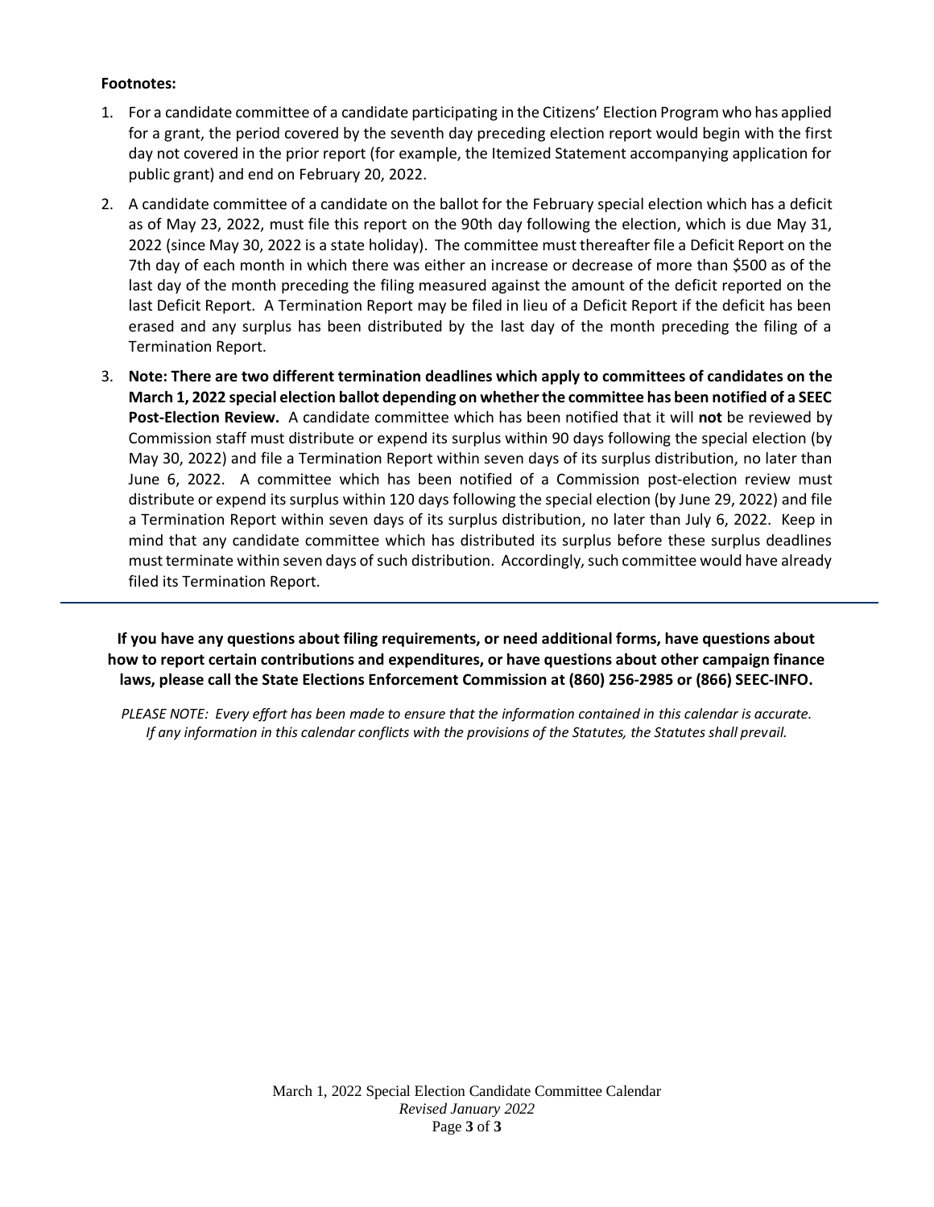**Footnotes:**

1. For a candidate committee of a candidate participating in the Citizens' Election Program who has applied for a grant, the period covered by the seventh day preceding election report would begin with the first day not covered in the prior report (for example, the Itemized Statement accompanying application for public grant) and end on February 20, 2022.
2. A candidate committee of a candidate on the ballot for the February special election which has a deficit as of May 23, 2022, must file this report on the 90th day following the election, which is due May 31, 2022 (since May 30, 2022 is a state holiday). The committee must thereafter file a Deficit Report on the 7th day of each month in which there was either an increase or decrease of more than $500 as of the last day of the month preceding the filing measured against the amount of the deficit reported on the last Deficit Report. A Termination Report may be filed in lieu of a Deficit Report if the deficit has been erased and any surplus has been distributed by the last day of the month preceding the filing of a Termination Report.
3. **Note: There are two different termination deadlines which apply to committees of candidates on the March 1, 2022 special election ballot depending on whether the committee has been notified of a SEEC Post-Election Review.** A candidate committee which has been notified that it will **not** be reviewed by Commission staff must distribute or expend its surplus within 90 days following the special election (by May 30, 2022) and file a Termination Report within seven days of its surplus distribution, no later than June 6, 2022. A committee which has been notified of a Commission post-election review must distribute or expend its surplus within 120 days following the special election (by June 29, 2022) and file a Termination Report within seven days of its surplus distribution, no later than July 6, 2022. Keep in mind that any candidate committee which has distributed its surplus before these surplus deadlines must terminate within seven days of such distribution. Accordingly, such committee would have already filed its Termination Report.

---

**If you have any questions about filing requirements, or need additional forms, have questions about how to report certain contributions and expenditures, or have questions about other campaign finance laws, please call the State Elections Enforcement Commission at (860) 256-2985 or (866) SEEC-INFO.**

*PLEASE NOTE: Every effort has been made to ensure that the information contained in this calendar is accurate. If any information in this calendar conflicts with the provisions of the Statutes, the Statutes shall prevail.*